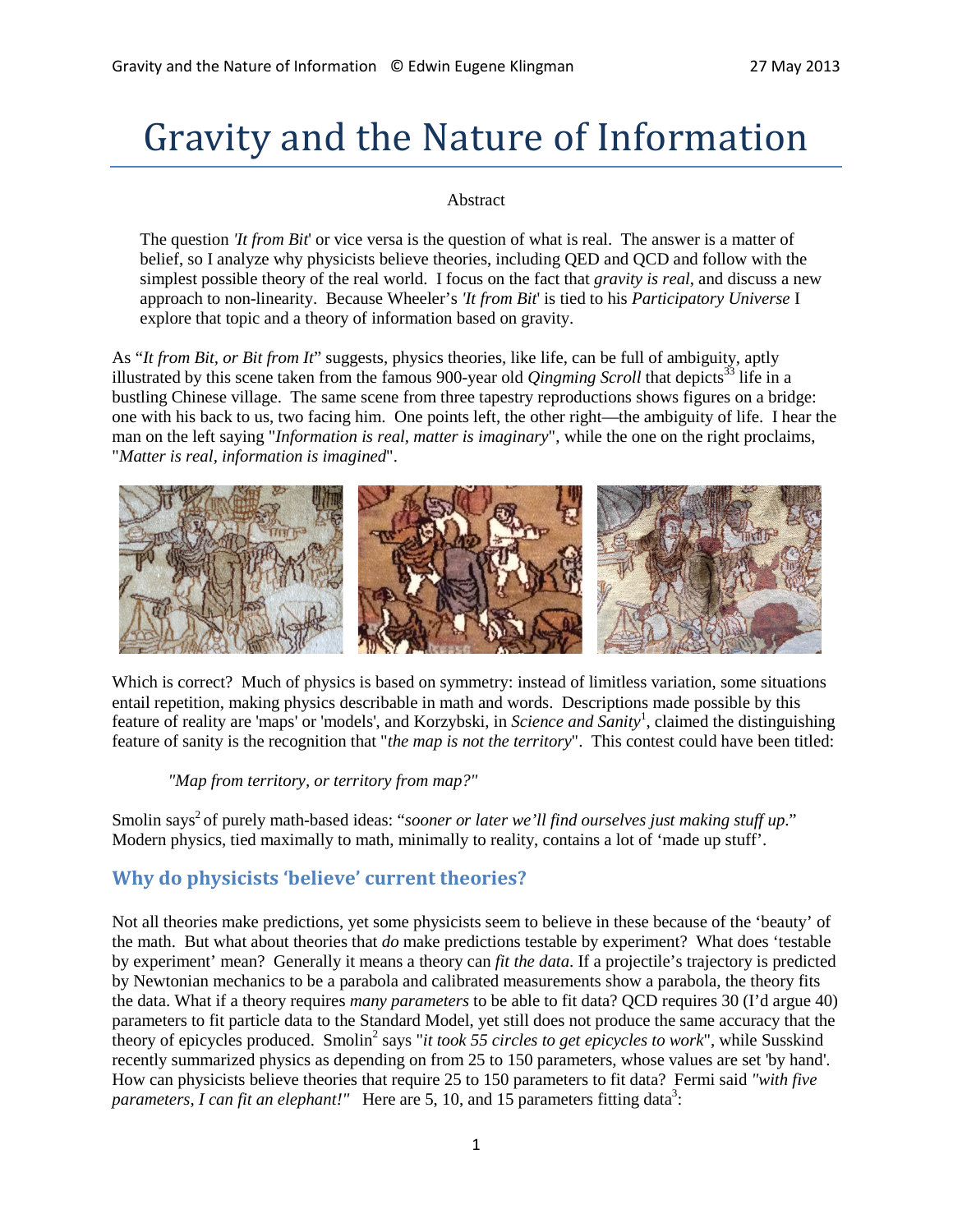# Gravity and the Nature of Information

Abstract

The question *'It from Bit'* or vice versa is the question of what is real. The answer is a matter of belief, so I analyze why physicists believe theories, including QED and QCD and follow with the simplest possible theory of the real world. I focus on the fact that *gravity is real*, and discuss a new approach to non-linearity. Because Wheeler's *'It from Bit'* is tied to his *Participatory Universe* I explore that topic and a theory of information based on gravity.

As "*It from Bit, or Bit from It*" suggests, physics theories, like life, can be full of ambiguity, aptly illustrated by this scene taken from the famous 900-year old *Qingming Scroll* that depicts[33] life in a bustling Chinese village. The same scene from three tapestry reproductions shows figures on a bridge: one with his back to us, two facing him. One points left, the other right—the ambiguity of life. I hear the man on the left saying "*Information is real, matter is imaginary*", while the one on the right proclaims, "*Matter is real, information is imagined*".

Which is correct? Much of physics is based on symmetry: instead of limitless variation, some situations entail repetition, making physics describable in math and words. Descriptions made possible by this feature of reality are 'maps' or 'models', and Korzybski, in *Science and Sanity*[1], claimed the distinguishing feature of sanity is the recognition that "*the map is not the territory*". This contest could have been titled:

> *"Map from territory, or territory from map?"*

Smolin says[2] of purely math-based ideas: "*sooner or later we'll find ourselves just making stuff up.*" Modern physics, tied maximally to math, minimally to reality, contains a lot of 'made up stuff'.

## Why do physicists 'believe' current theories?

Not all theories make predictions, yet some physicists seem to believe in these because of the 'beauty' of the math. But what about theories that *do* make predictions testable by experiment? What does 'testable by experiment' mean? Generally it means a theory can *fit the data*. If a projectile's trajectory is predicted by Newtonian mechanics to be a parabola and calibrated measurements show a parabola, the theory fits the data. What if a theory requires *many parameters* to be able to fit data? QCD requires 30 (I'd argue 40) parameters to fit particle data to the Standard Model, yet still does not produce the same accuracy that the theory of epicycles produced. Smolin[2] says "*it took 55 circles to get epicycles to work*", while Susskind recently summarized physics as depending on from 25 to 150 parameters, whose values are set 'by hand'. How can physicists believe theories that require 25 to 150 parameters to fit data? Fermi said *"with five parameters, I can fit an elephant!"* Here are 5, 10, and 15 parameters fitting data[3]: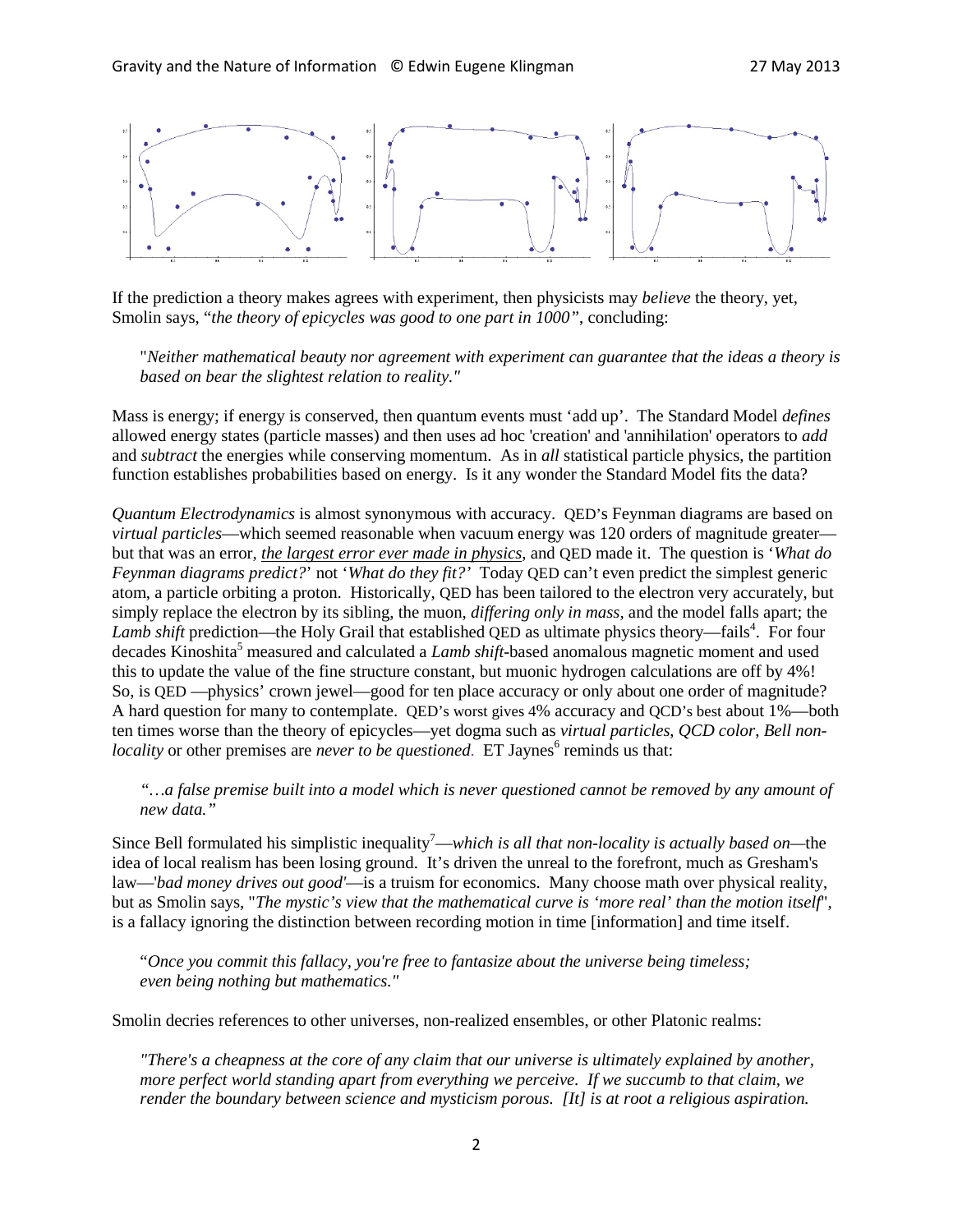If the prediction a theory makes agrees with experiment, then physicists may *believe* the theory, yet, Smolin says, "*the theory of epicycles was good to one part in 1000"*, concluding:

> "*Neither mathematical beauty nor agreement with experiment can guarantee that the ideas a theory is based on bear the slightest relation to reality."*

Mass is energy; if energy is conserved, then quantum events must 'add up'. The Standard Model *defines* allowed energy states (particle masses) and then uses ad hoc 'creation' and 'annihilation' operators to *add* and *subtract* the energies while conserving momentum. As in *all* statistical particle physics, the partition function establishes probabilities based on energy. Is it any wonder the Standard Model fits the data?

*Quantum Electrodynamics* is almost synonymous with accuracy. QED's Feynman diagrams are based on *virtual particles*—which seemed reasonable when vacuum energy was 120 orders of magnitude greater—but that was an error, *the largest error ever made in physics*, and QED made it. The question is '*What do Feynman diagrams predict?*' not '*What do they fit?*' Today QED can't even predict the simplest generic atom, a particle orbiting a proton. Historically, QED has been tailored to the electron very accurately, but simply replace the electron by its sibling, the muon, *differing only in mass*, and the model falls apart; the *Lamb shift* prediction—the Holy Grail that established QED as ultimate physics theory—fails[4]. For four decades Kinoshita[5] measured and calculated a *Lamb shift*-based anomalous magnetic moment and used this to update the value of the fine structure constant, but muonic hydrogen calculations are off by 4%! So, is QED —physics' crown jewel—good for ten place accuracy or only about one order of magnitude? A hard question for many to contemplate. QED's worst gives 4% accuracy and QCD's best about 1%—both ten times worse than the theory of epicycles—yet dogma such as *virtual particles*, *QCD color*, *Bell non-locality* or other premises are *never to be questioned*. ET Jaynes[6] reminds us that:

> *"…a false premise built into a model which is never questioned cannot be removed by any amount of new data."*

Since Bell formulated his simplistic inequality[7]—*which is all that non-locality is actually based on*—the idea of local realism has been losing ground. It's driven the unreal to the forefront, much as Gresham's law—'*bad money drives out good'*—is a truism for economics. Many choose math over physical reality, but as Smolin says, "*The mystic's view that the mathematical curve is 'more real' than the motion itself*", is a fallacy ignoring the distinction between recording motion in time [information] and time itself.

> "*Once you commit this fallacy, you're free to fantasize about the universe being timeless; even being nothing but mathematics."*

Smolin decries references to other universes, non-realized ensembles, or other Platonic realms:

> *"There's a cheapness at the core of any claim that our universe is ultimately explained by another, more perfect world standing apart from everything we perceive. If we succumb to that claim, we render the boundary between science and mysticism porous. [It] is at root a religious aspiration.*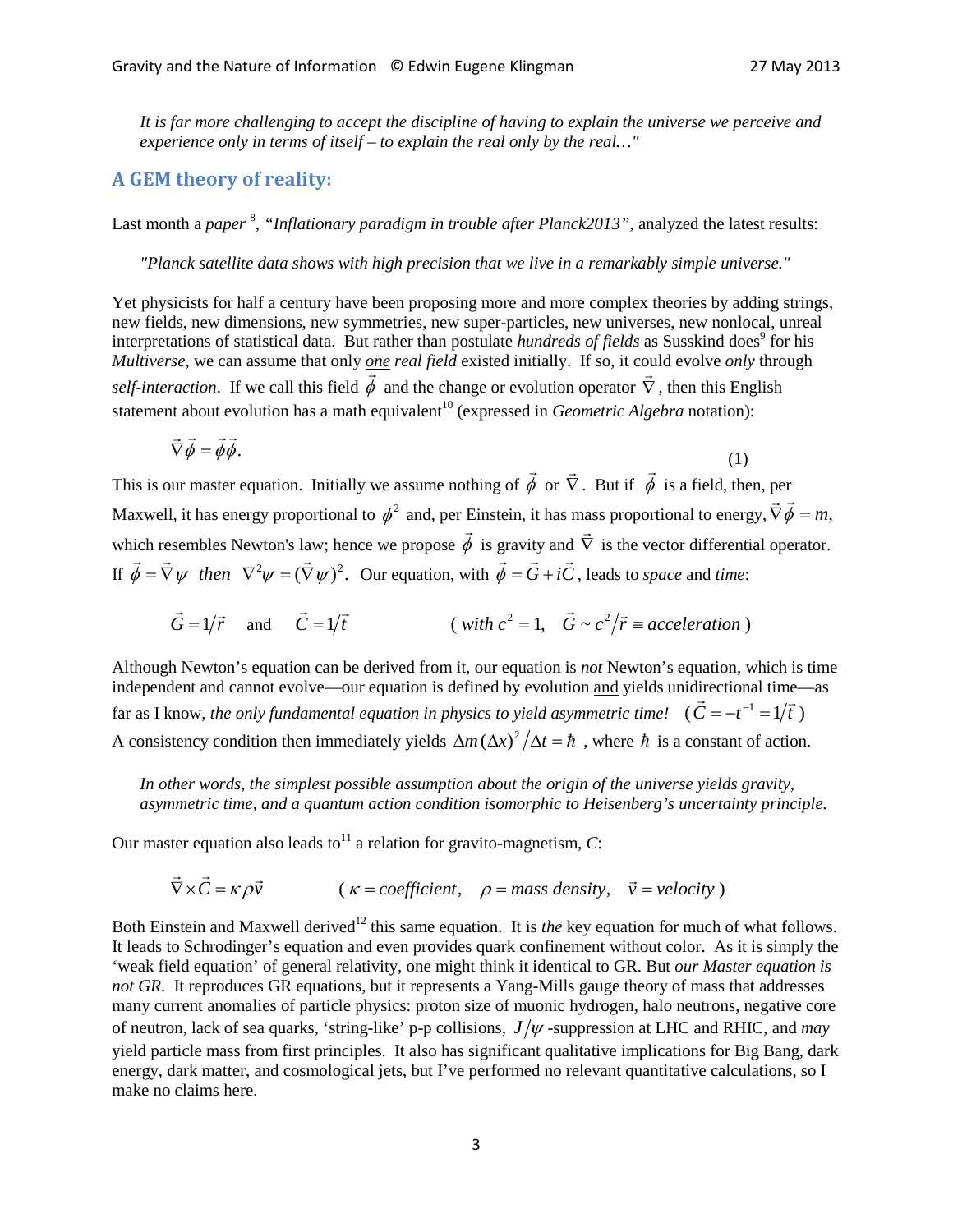*It is far more challenging to accept the discipline of having to explain the universe we perceive and experience only in terms of itself – to explain the real only by the real…"*

## A GEM theory of reality:

Last month a *paper* [8], *"Inflationary paradigm in trouble after Planck2013"*, analyzed the latest results:

*"Planck satellite data shows with high precision that we live in a remarkably simple universe."*

Yet physicists for half a century have been proposing more and more complex theories by adding strings, new fields, new dimensions, new symmetries, new super-particles, new universes, new nonlocal, unreal interpretations of statistical data. But rather than postulate *hundreds of fields* as Susskind does[9] for his *Multiverse*, we can assume that only *one real field* existed initially. If so, it could evolve *only* through *self-interaction*. If we call this field $\vec{\phi}$ and the change or evolution operator $\vec{\nabla}$, then this English statement about evolution has a math equivalent[10] (expressed in *Geometric Algebra* notation):

$$\vec{\nabla}\vec{\phi} = \vec{\phi}\vec{\phi}. \tag{1}$$

This is our master equation. Initially we assume nothing of $\vec{\phi}$ or $\vec{\nabla}$. But if $\vec{\phi}$ is a field, then, per Maxwell, it has energy proportional to $\phi^2$ and, per Einstein, it has mass proportional to energy, $\vec{\nabla}\vec{\phi} = m$, which resembles Newton's law; hence we propose $\vec{\phi}$ is gravity and $\vec{\nabla}$ is the vector differential operator. If $\vec{\phi} = \vec{\nabla}\psi$ *then* $\nabla^2\psi = (\vec{\nabla}\psi)^2$. Our equation, with $\vec{\phi} = \vec{G} + i\vec{C}$, leads to *space* and *time*:

$$\vec{G} = 1/\vec{r} \quad \text{and} \quad \vec{C} = 1/\vec{t} \qquad (\textit{with } c^2 = 1, \quad \vec{G} \sim c^2/\vec{r} \equiv \textit{acceleration})$$

Although Newton's equation can be derived from it, our equation is *not* Newton's equation, which is time independent and cannot evolve—our equation is defined by evolution and yields unidirectional time—as far as I know, *the only fundamental equation in physics to yield asymmetric time!* ($\vec{C} = -t^{-1} = 1/\vec{t}$)
A consistency condition then immediately yields $\Delta m (\Delta x)^2/\Delta t = \hbar$, where $\hbar$ is a constant of action.

*In other words, the simplest possible assumption about the origin of the universe yields gravity, asymmetric time, and a quantum action condition isomorphic to Heisenberg's uncertainty principle.*

Our master equation also leads to[11] a relation for gravito-magnetism, *C*:

$$\vec{\nabla} \times \vec{C} = \kappa \rho \vec{v} \qquad (\kappa = \textit{coefficient}, \quad \rho = \textit{mass density}, \quad \vec{v} = \textit{velocity})$$

Both Einstein and Maxwell derived[12] this same equation. It is *the* key equation for much of what follows. It leads to Schrodinger's equation and even provides quark confinement without color. As it is simply the 'weak field equation' of general relativity, one might think it identical to GR. But *our Master equation is not GR*. It reproduces GR equations, but it represents a Yang-Mills gauge theory of mass that addresses many current anomalies of particle physics: proton size of muonic hydrogen, halo neutrons, negative core of neutron, lack of sea quarks, 'string-like' p-p collisions, $J/\psi$ -suppression at LHC and RHIC, and *may* yield particle mass from first principles. It also has significant qualitative implications for Big Bang, dark energy, dark matter, and cosmological jets, but I've performed no relevant quantitative calculations, so I make no claims here.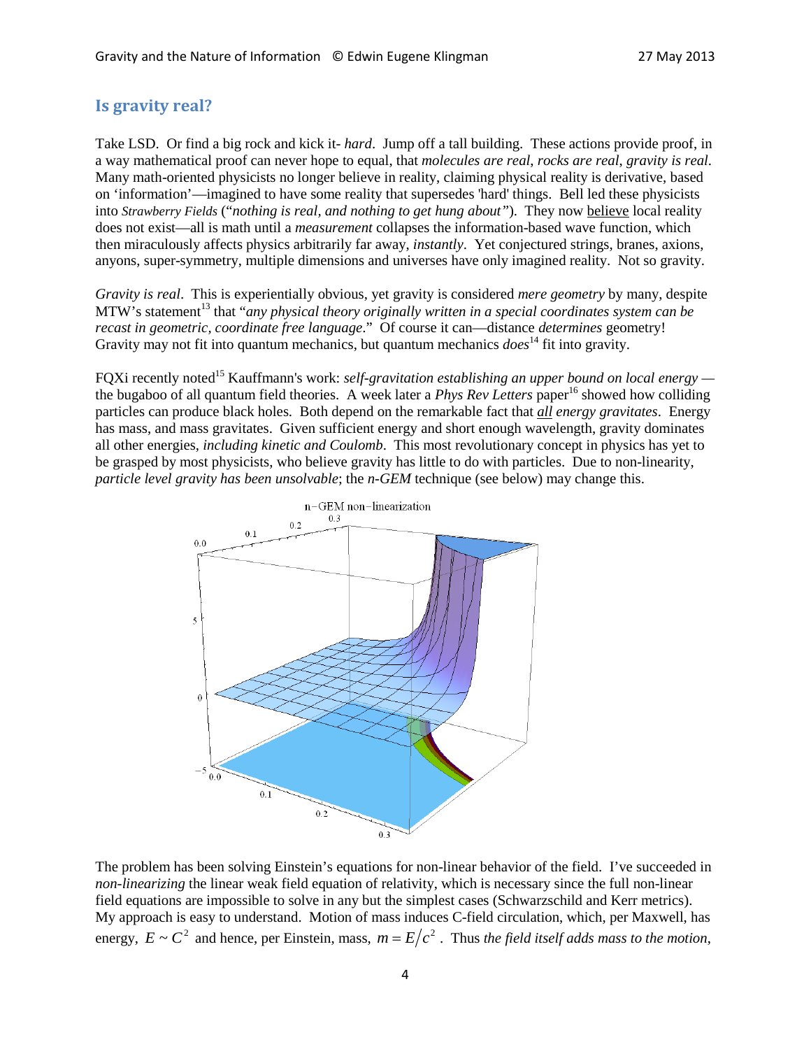## Is gravity real?

Take LSD. Or find a big rock and kick it- *hard*. Jump off a tall building. These actions provide proof, in a way mathematical proof can never hope to equal, that *molecules are real*, *rocks are real*, *gravity is real*. Many math-oriented physicists no longer believe in reality, claiming physical reality is derivative, based on 'information'—imagined to have some reality that supersedes 'hard' things. Bell led these physicists into *Strawberry Fields* ("*nothing is real, and nothing to get hung about*"). They now <u>believe</u> local reality does not exist—all is math until a *measurement* collapses the information-based wave function, which then miraculously affects physics arbitrarily far away, *instantly*. Yet conjectured strings, branes, axions, anyons, super-symmetry, multiple dimensions and universes have only imagined reality. Not so gravity.

*Gravity is real*. This is experientially obvious, yet gravity is considered *mere geometry* by many, despite MTW's statement[13] that "*any physical theory originally written in a special coordinates system can be recast in geometric, coordinate free language*." Of course it can—distance *determines* geometry! Gravity may not fit into quantum mechanics, but quantum mechanics *does*[14] fit into gravity.

FQXi recently noted[15] Kauffmann's work: *self-gravitation establishing an upper bound on local energy* — the bugaboo of all quantum field theories. A week later a *Phys Rev Letters* paper[16] showed how colliding particles can produce black holes. Both depend on the remarkable fact that <u>*all*</u> *energy gravitates*. Energy has mass, and mass gravitates. Given sufficient energy and short enough wavelength, gravity dominates all other energies, *including kinetic and Coulomb*. This most revolutionary concept in physics has yet to be grasped by most physicists, who believe gravity has little to do with particles. Due to non-linearity, *particle level gravity has been unsolvable*; the *n-GEM* technique (see below) may change this.

n−GEM non−linearization

The problem has been solving Einstein's equations for non-linear behavior of the field. I've succeeded in *non-linearizing* the linear weak field equation of relativity, which is necessary since the full non-linear field equations are impossible to solve in any but the simplest cases (Schwarzschild and Kerr metrics). My approach is easy to understand. Motion of mass induces C-field circulation, which, per Maxwell, has energy, $E \sim C^2$ and hence, per Einstein, mass, $m = E/c^2$ . Thus *the field itself adds mass to the motion*,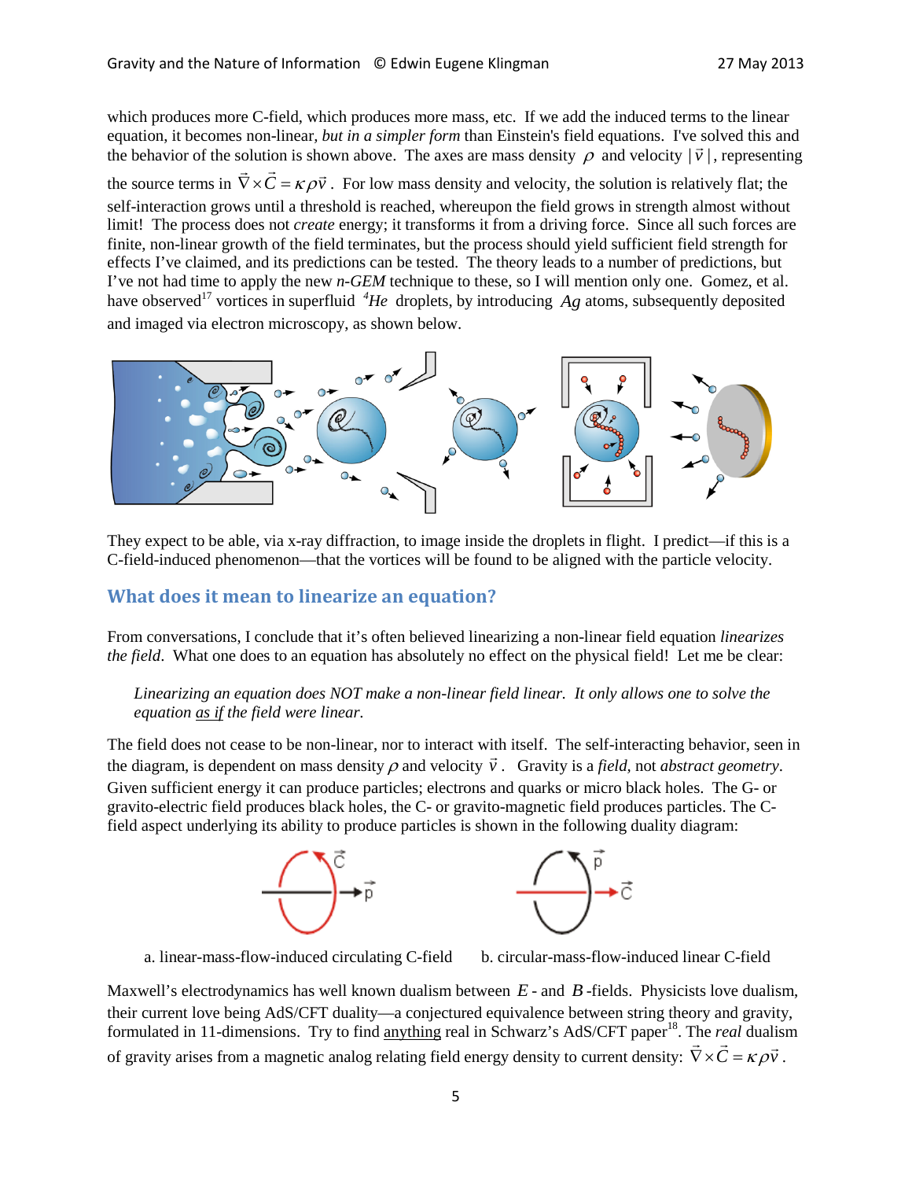which produces more C-field, which produces more mass, etc. If we add the induced terms to the linear equation, it becomes non-linear, *but in a simpler form* than Einstein's field equations. I've solved this and the behavior of the solution is shown above. The axes are mass density $\rho$ and velocity $|\vec{v}|$, representing the source terms in $\vec{\nabla} \times \vec{C} = \kappa \rho \vec{v}$. For low mass density and velocity, the solution is relatively flat; the self-interaction grows until a threshold is reached, whereupon the field grows in strength almost without limit! The process does not *create* energy; it transforms it from a driving force. Since all such forces are finite, non-linear growth of the field terminates, but the process should yield sufficient field strength for effects I've claimed, and its predictions can be tested. The theory leads to a number of predictions, but I've not had time to apply the new *n-GEM* technique to these, so I will mention only one. Gomez, et al. have observed[17] vortices in superfluid $^4He$ droplets, by introducing $Ag$ atoms, subsequently deposited and imaged via electron microscopy, as shown below.

They expect to be able, via x-ray diffraction, to image inside the droplets in flight. I predict—if this is a C-field-induced phenomenon—that the vortices will be found to be aligned with the particle velocity.

## What does it mean to linearize an equation?

From conversations, I conclude that it's often believed linearizing a non-linear field equation *linearizes the field*. What one does to an equation has absolutely no effect on the physical field! Let me be clear:

> *Linearizing an equation does NOT make a non-linear field linear. It only allows one to solve the equation as if the field were linear.*

The field does not cease to be non-linear, nor to interact with itself. The self-interacting behavior, seen in the diagram, is dependent on mass density $\rho$ and velocity $\vec{v}$. Gravity is a *field*, not *abstract geometry*. Given sufficient energy it can produce particles; electrons and quarks or micro black holes. The G- or gravito-electric field produces black holes, the C- or gravito-magnetic field produces particles. The C-field aspect underlying its ability to produce particles is shown in the following duality diagram:

a. linear-mass-flow-induced circulating C-field     b. circular-mass-flow-induced linear C-field

Maxwell's electrodynamics has well known dualism between $E$- and $B$-fields. Physicists love dualism, their current love being AdS/CFT duality—a conjectured equivalence between string theory and gravity, formulated in 11-dimensions. Try to find anything real in Schwarz's AdS/CFT paper[18]. The *real* dualism of gravity arises from a magnetic analog relating field energy density to current density: $\vec{\nabla} \times \vec{C} = \kappa \rho \vec{v}$.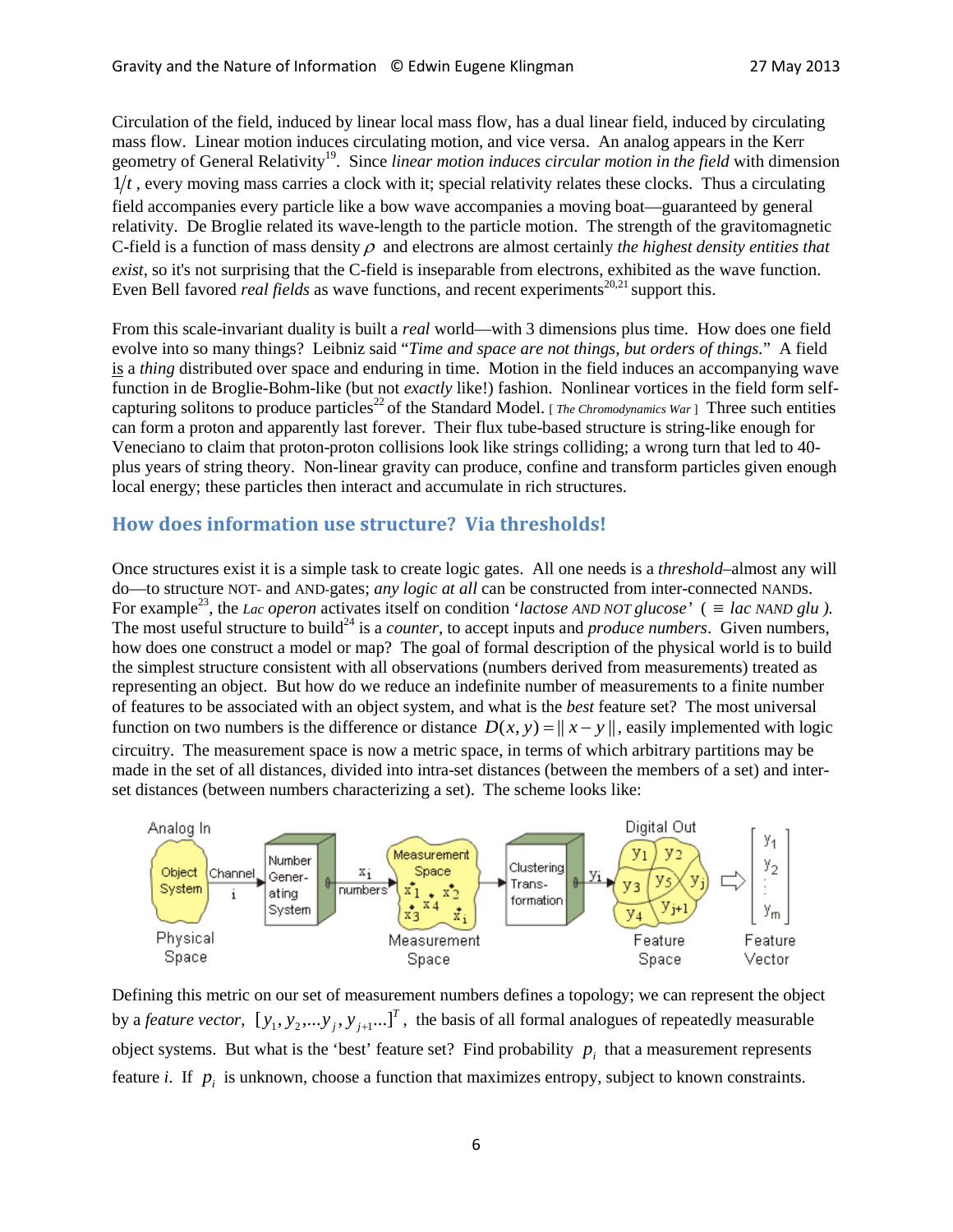Circulation of the field, induced by linear local mass flow, has a dual linear field, induced by circulating mass flow. Linear motion induces circulating motion, and vice versa. An analog appears in the Kerr geometry of General Relativity[19]. Since *linear motion induces circular motion in the field* with dimension $1/t$, every moving mass carries a clock with it; special relativity relates these clocks. Thus a circulating field accompanies every particle like a bow wave accompanies a moving boat—guaranteed by general relativity. De Broglie related its wave-length to the particle motion. The strength of the gravitomagnetic C-field is a function of mass density $\rho$ and electrons are almost certainly *the highest density entities that exist*, so it's not surprising that the C-field is inseparable from electrons, exhibited as the wave function. Even Bell favored *real fields* as wave functions, and recent experiments[20,21] support this.

From this scale-invariant duality is built a *real* world—with 3 dimensions plus time. How does one field evolve into so many things? Leibniz said "*Time and space are not things, but orders of things.*" A field is a *thing* distributed over space and enduring in time. Motion in the field induces an accompanying wave function in de Broglie-Bohm-like (but not *exactly* like!) fashion. Nonlinear vortices in the field form self-capturing solitons to produce particles[22] of the Standard Model. [ *The Chromodynamics War* ] Three such entities can form a proton and apparently last forever. Their flux tube-based structure is string-like enough for Veneciano to claim that proton-proton collisions look like strings colliding; a wrong turn that led to 40-plus years of string theory. Non-linear gravity can produce, confine and transform particles given enough local energy; these particles then interact and accumulate in rich structures.

## How does information use structure? Via thresholds!

Once structures exist it is a simple task to create logic gates. All one needs is a *threshold*–almost any will do—to structure NOT- and AND-gates; *any logic at all* can be constructed from inter-connected NANDs. For example[23], the *Lac operon* activates itself on condition '*lactose AND NOT glucose*' ( $\equiv$ *lac NAND glu* ). The most useful structure to build[24] is a *counter*, to accept inputs and *produce numbers*. Given numbers, how does one construct a model or map? The goal of formal description of the physical world is to build the simplest structure consistent with all observations (numbers derived from measurements) treated as representing an object. But how do we reduce an indefinite number of measurements to a finite number of features to be associated with an object system, and what is the *best* feature set? The most universal function on two numbers is the difference or distance $D(x,y) = \| x - y \|$, easily implemented with logic circuitry. The measurement space is now a metric space, in terms of which arbitrary partitions may be made in the set of all distances, divided into intra-set distances (between the members of a set) and inter-set distances (between numbers characterizing a set). The scheme looks like:

Analog In → Object System (Physical Space) → Channel i → Number Generating System → $x_i$ numbers → Measurement Space ($x_1, x_2, x_3, x_4, x_i$) → Clustering Transformation → $y_i$ → Digital Out: Feature Space ($y_1, y_2, y_3, y_4, y_5, y_j, y_{j+1}$) ⇒ Feature Vector $[y_1, y_2, \ldots, y_m]$

Defining this metric on our set of measurement numbers defines a topology; we can represent the object by a *feature vector*, $[y_1, y_2, \ldots y_j, y_{j+1} \ldots]^T$, the basis of all formal analogues of repeatedly measurable object systems. But what is the 'best' feature set? Find probability $p_i$ that a measurement represents feature *i*. If $p_i$ is unknown, choose a function that maximizes entropy, subject to known constraints.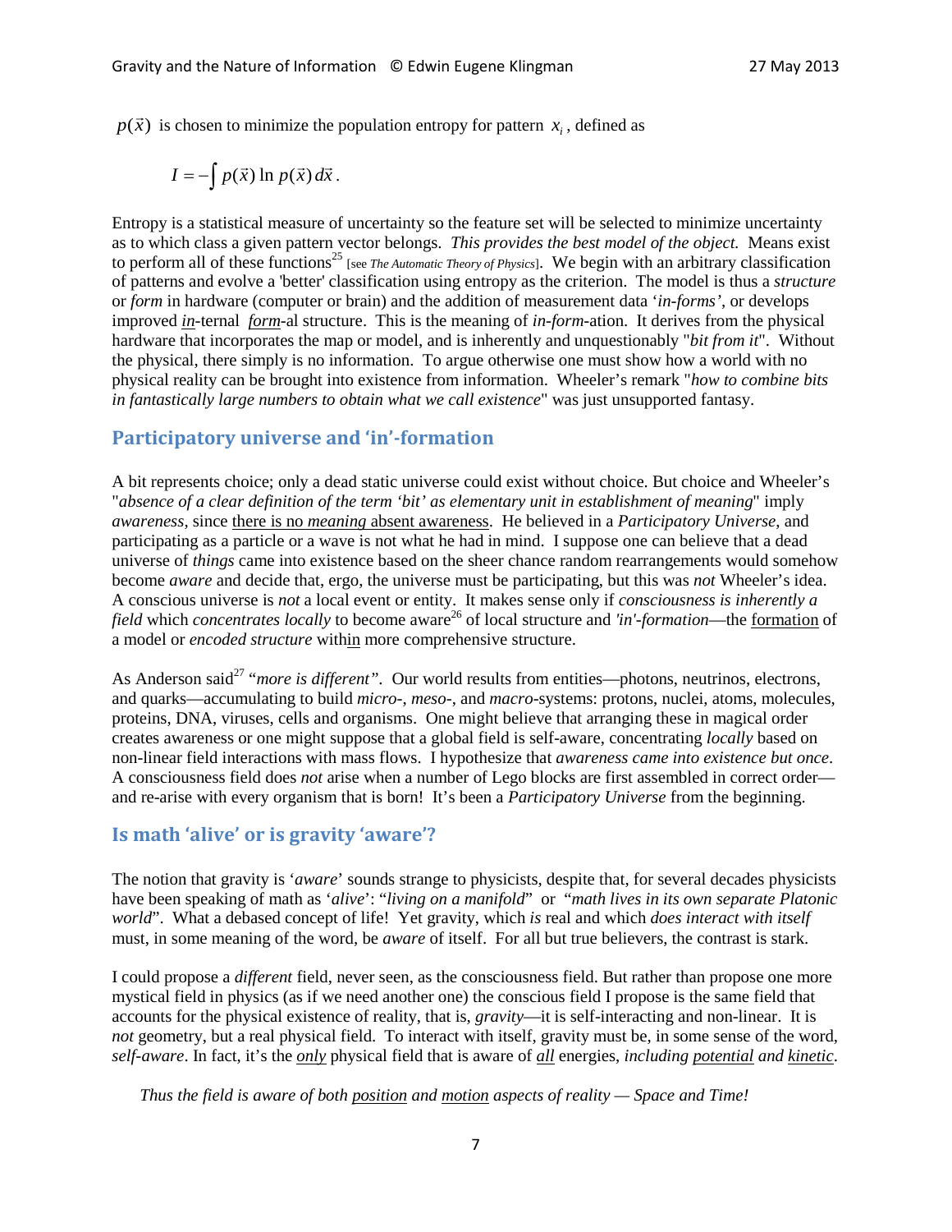$p(\vec{x})$ is chosen to minimize the population entropy for pattern $x_i$, defined as

$$I = -\int p(\vec{x}) \ln p(\vec{x}) \, d\vec{x} \, .$$

Entropy is a statistical measure of uncertainty so the feature set will be selected to minimize uncertainty as to which class a given pattern vector belongs. *This provides the best model of the object.* Means exist to perform all of these functions[25] [see *The Automatic Theory of Physics*]. We begin with an arbitrary classification of patterns and evolve a 'better' classification using entropy as the criterion. The model is thus a *structure* or *form* in hardware (computer or brain) and the addition of measurement data '*in-forms*', or develops improved *in*-ternal *form*-al structure. This is the meaning of *in-form*-ation. It derives from the physical hardware that incorporates the map or model, and is inherently and unquestionably "*bit from it*". Without the physical, there simply is no information. To argue otherwise one must show how a world with no physical reality can be brought into existence from information. Wheeler's remark "*how to combine bits in fantastically large numbers to obtain what we call existence*" was just unsupported fantasy.

## Participatory universe and 'in'-formation

A bit represents choice; only a dead static universe could exist without choice. But choice and Wheeler's "*absence of a clear definition of the term 'bit' as elementary unit in establishment of meaning*" imply *awareness*, since there is no *meaning* absent awareness. He believed in a *Participatory Universe*, and participating as a particle or a wave is not what he had in mind. I suppose one can believe that a dead universe of *things* came into existence based on the sheer chance random rearrangements would somehow become *aware* and decide that, ergo, the universe must be participating, but this was *not* Wheeler's idea. A conscious universe is *not* a local event or entity. It makes sense only if *consciousness is inherently a field* which *concentrates locally* to become aware[26] of local structure and *'in'-formation*—the formation of a model or *encoded structure* within more comprehensive structure.

As Anderson said[27] "*more is different*". Our world results from entities—photons, neutrinos, electrons, and quarks—accumulating to build *micro-*, *meso-*, and *macro*-systems: protons, nuclei, atoms, molecules, proteins, DNA, viruses, cells and organisms. One might believe that arranging these in magical order creates awareness or one might suppose that a global field is self-aware, concentrating *locally* based on non-linear field interactions with mass flows. I hypothesize that *awareness came into existence but once*. A consciousness field does *not* arise when a number of Lego blocks are first assembled in correct order—and re-arise with every organism that is born! It's been a *Participatory Universe* from the beginning.

## Is math 'alive' or is gravity 'aware'?

The notion that gravity is '*aware*' sounds strange to physicists, despite that, for several decades physicists have been speaking of math as '*alive*': "*living on a manifold*" or "*math lives in its own separate Platonic world*". What a debased concept of life! Yet gravity, which *is* real and which *does interact with itself* must, in some meaning of the word, be *aware* of itself. For all but true believers, the contrast is stark.

I could propose a *different* field, never seen, as the consciousness field. But rather than propose one more mystical field in physics (as if we need another one) the conscious field I propose is the same field that accounts for the physical existence of reality, that is, *gravity*—it is self-interacting and non-linear. It is *not* geometry, but a real physical field. To interact with itself, gravity must be, in some sense of the word, *self-aware*. In fact, it's the ***only*** physical field that is aware of ***all*** energies, *including potential and kinetic*.

*Thus the field is aware of both position and motion aspects of reality — Space and Time!*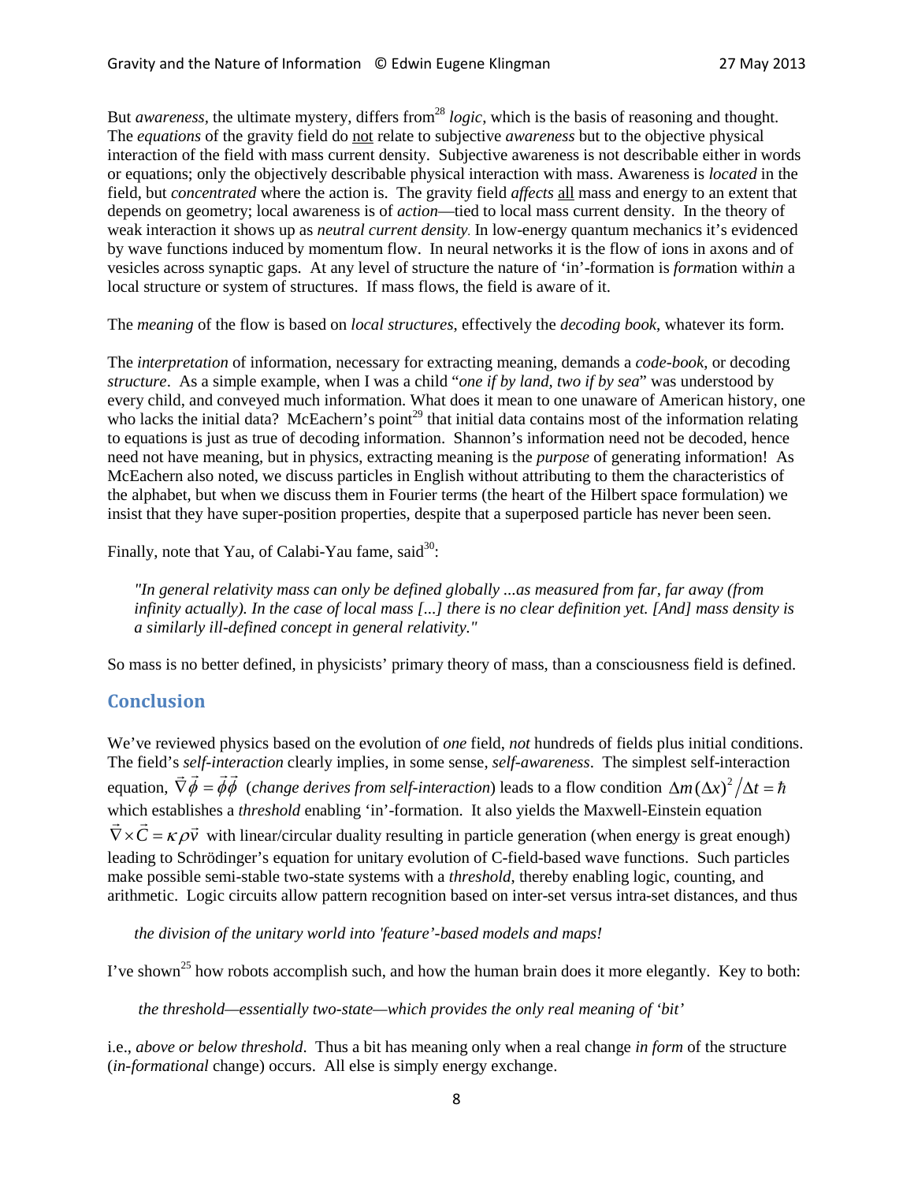But *awareness*, the ultimate mystery, differs from[28] *logic*, which is the basis of reasoning and thought. The *equations* of the gravity field do not relate to subjective *awareness* but to the objective physical interaction of the field with mass current density. Subjective awareness is not describable either in words or equations; only the objectively describable physical interaction with mass. Awareness is *located* in the field, but *concentrated* where the action is. The gravity field *affects* all mass and energy to an extent that depends on geometry; local awareness is of *action*—tied to local mass current density. In the theory of weak interaction it shows up as *neutral current density*. In low-energy quantum mechanics it's evidenced by wave functions induced by momentum flow. In neural networks it is the flow of ions in axons and of vesicles across synaptic gaps. At any level of structure the nature of 'in'-formation is *form*ation with*in* a local structure or system of structures. If mass flows, the field is aware of it.

The *meaning* of the flow is based on *local structures*, effectively the *decoding book*, whatever its form.

The *interpretation* of information, necessary for extracting meaning, demands a *code-book*, or decoding *structure*. As a simple example, when I was a child "*one if by land, two if by sea*" was understood by every child, and conveyed much information. What does it mean to one unaware of American history, one who lacks the initial data? McEachern's point[29] that initial data contains most of the information relating to equations is just as true of decoding information. Shannon's information need not be decoded, hence need not have meaning, but in physics, extracting meaning is the *purpose* of generating information! As McEachern also noted, we discuss particles in English without attributing to them the characteristics of the alphabet, but when we discuss them in Fourier terms (the heart of the Hilbert space formulation) we insist that they have super-position properties, despite that a superposed particle has never been seen.

Finally, note that Yau, of Calabi-Yau fame, said[30]:

> *"In general relativity mass can only be defined globally ...as measured from far, far away (from infinity actually). In the case of local mass [...] there is no clear definition yet. [And] mass density is a similarly ill-defined concept in general relativity."*

So mass is no better defined, in physicists' primary theory of mass, than a consciousness field is defined.

## Conclusion

We've reviewed physics based on the evolution of *one* field, *not* hundreds of fields plus initial conditions. The field's *self-interaction* clearly implies, in some sense, *self-awareness*. The simplest self-interaction equation, $\vec{\nabla}\vec{\phi} = \vec{\phi}\vec{\phi}$ (*change derives from self-interaction*) leads to a flow condition $\Delta m (\Delta x)^2 / \Delta t = \hbar$ which establishes a *threshold* enabling 'in'-formation. It also yields the Maxwell-Einstein equation $\vec{\nabla} \times \vec{C} = \kappa \rho \vec{v}$ with linear/circular duality resulting in particle generation (when energy is great enough) leading to Schrödinger's equation for unitary evolution of C-field-based wave functions. Such particles make possible semi-stable two-state systems with a *threshold*, thereby enabling logic, counting, and arithmetic. Logic circuits allow pattern recognition based on inter-set versus intra-set distances, and thus

> *the division of the unitary world into 'feature'-based models and maps!*

I've shown[25] how robots accomplish such, and how the human brain does it more elegantly. Key to both:

> *the threshold—essentially two-state—which provides the only real meaning of 'bit'*

i.e., *above or below threshold*. Thus a bit has meaning only when a real change *in form* of the structure (*in-formational* change) occurs. All else is simply energy exchange.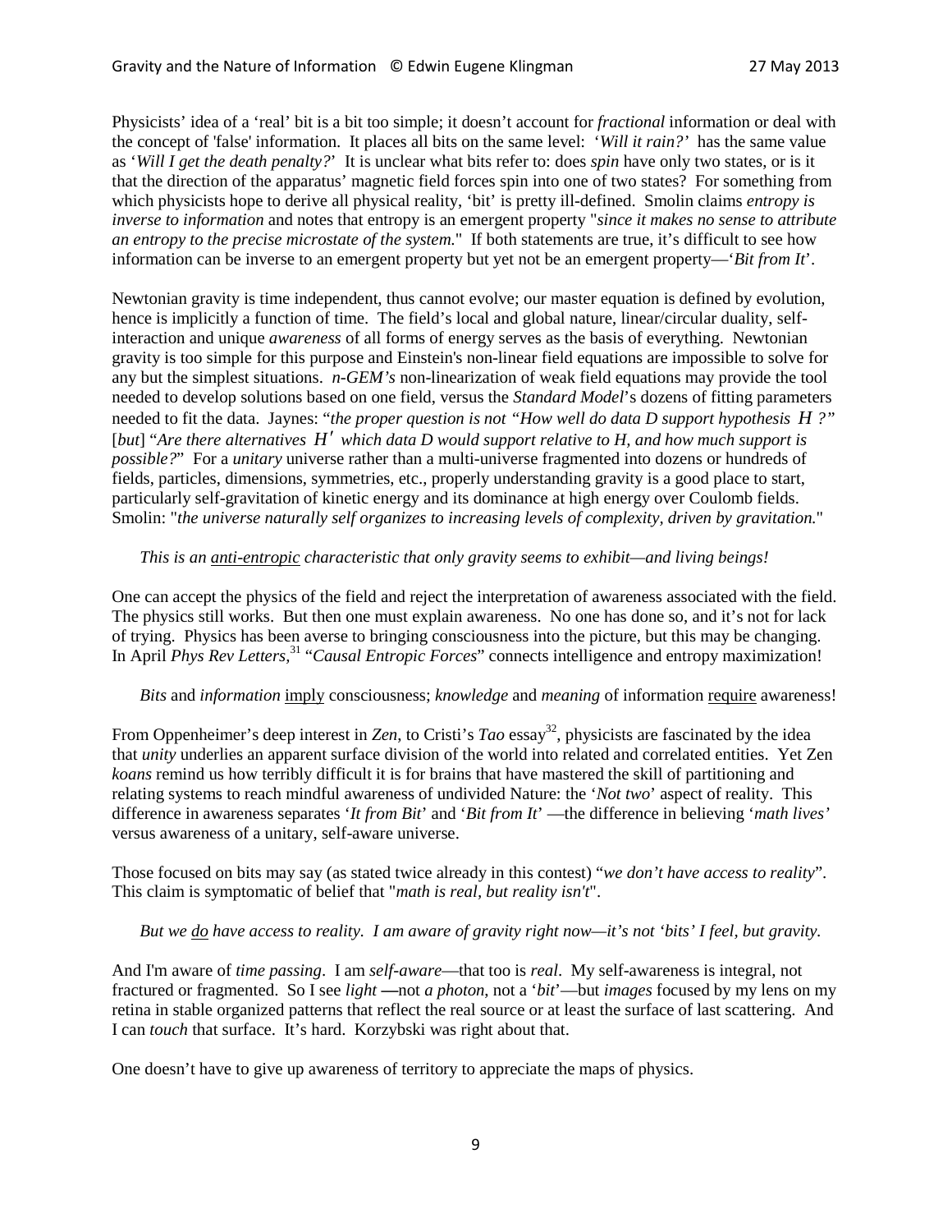Physicists' idea of a 'real' bit is a bit too simple; it doesn't account for *fractional* information or deal with the concept of 'false' information. It places all bits on the same level: '*Will it rain?*' has the same value as '*Will I get the death penalty?*' It is unclear what bits refer to: does *spin* have only two states, or is it that the direction of the apparatus' magnetic field forces spin into one of two states? For something from which physicists hope to derive all physical reality, 'bit' is pretty ill-defined. Smolin claims *entropy is inverse to information* and notes that entropy is an emergent property "*since it makes no sense to attribute an entropy to the precise microstate of the system.*" If both statements are true, it's difficult to see how information can be inverse to an emergent property but yet not be an emergent property—'*Bit from It*'.

Newtonian gravity is time independent, thus cannot evolve; our master equation is defined by evolution, hence is implicitly a function of time. The field's local and global nature, linear/circular duality, self-interaction and unique *awareness* of all forms of energy serves as the basis of everything. Newtonian gravity is too simple for this purpose and Einstein's non-linear field equations are impossible to solve for any but the simplest situations. *n-GEM's* non-linearization of weak field equations may provide the tool needed to develop solutions based on one field, versus the *Standard Model*'s dozens of fitting parameters needed to fit the data. Jaynes: "*the proper question is not "How well do data D support hypothesis $H$?"* [*but*] "*Are there alternatives $H'$ which data D would support relative to H, and how much support is possible?*" For a *unitary* universe rather than a multi-universe fragmented into dozens or hundreds of fields, particles, dimensions, symmetries, etc., properly understanding gravity is a good place to start, particularly self-gravitation of kinetic energy and its dominance at high energy over Coulomb fields. Smolin: "*the universe naturally self organizes to increasing levels of complexity, driven by gravitation.*"

*This is an <u>anti-entropic</u> characteristic that only gravity seems to exhibit—and living beings!*

One can accept the physics of the field and reject the interpretation of awareness associated with the field. The physics still works. But then one must explain awareness. No one has done so, and it's not for lack of trying. Physics has been averse to bringing consciousness into the picture, but this may be changing. In April *Phys Rev Letters*,[31] "*Causal Entropic Forces*" connects intelligence and entropy maximization!

*Bits* and *information* <u>imply</u> consciousness; *knowledge* and *meaning* of information <u>require</u> awareness!

From Oppenheimer's deep interest in *Zen*, to Cristi's *Tao* essay[32], physicists are fascinated by the idea that *unity* underlies an apparent surface division of the world into related and correlated entities. Yet Zen *koans* remind us how terribly difficult it is for brains that have mastered the skill of partitioning and relating systems to reach mindful awareness of undivided Nature: the '*Not two*' aspect of reality. This difference in awareness separates '*It from Bit*' and '*Bit from It*' —the difference in believing '*math lives*' versus awareness of a unitary, self-aware universe.

Those focused on bits may say (as stated twice already in this contest) "*we don't have access to reality*". This claim is symptomatic of belief that "*math is real, but reality isn't*".

*But we <u>do</u> have access to reality. I am aware of gravity right now—it's not 'bits' I feel, but gravity.*

And I'm aware of *time passing*. I am *self-aware*—that too is *real*. My self-awareness is integral, not fractured or fragmented. So I see *light* **—**not *a photon*, not a '*bit*'—but *images* focused by my lens on my retina in stable organized patterns that reflect the real source or at least the surface of last scattering. And I can *touch* that surface. It's hard. Korzybski was right about that.

One doesn't have to give up awareness of territory to appreciate the maps of physics.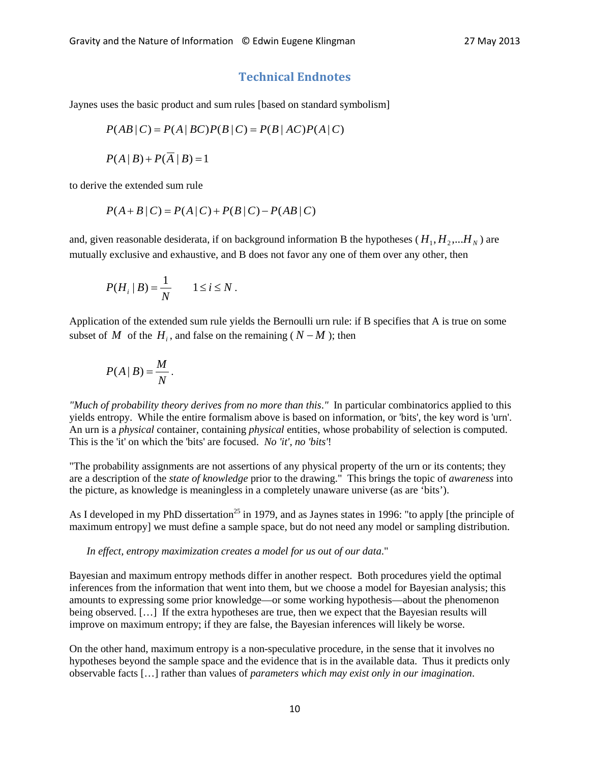## Technical Endnotes

Jaynes uses the basic product and sum rules [based on standard symbolism]

$$P(AB\,|\,C) = P(A\,|\,BC)P(B\,|\,C) = P(B\,|\,AC)P(A\,|\,C)$$

$$P(A\,|\,B) + P(\overline{A}\,|\,B) = 1$$

to derive the extended sum rule

$$P(A+B\,|\,C) = P(A\,|\,C) + P(B\,|\,C) - P(AB\,|\,C)$$

and, given reasonable desiderata, if on background information B the hypotheses ( $H_1, H_2, \ldots H_N$ ) are mutually exclusive and exhaustive, and B does not favor any one of them over any other, then

$$P(H_i\,|\,B) = \frac{1}{N} \qquad 1 \le i \le N\,.$$

Application of the extended sum rule yields the Bernoulli urn rule: if B specifies that A is true on some subset of $M$ of the $H_i$, and false on the remaining ( $N - M$ ); then

$$P(A\,|\,B) = \frac{M}{N}\,.$$

*"Much of probability theory derives from no more than this."* In particular combinatorics applied to this yields entropy. While the entire formalism above is based on information, or 'bits', the key word is 'urn'. An urn is a *physical* container, containing *physical* entities, whose probability of selection is computed. This is the 'it' on which the 'bits' are focused. *No 'it', no 'bits'*!

"The probability assignments are not assertions of any physical property of the urn or its contents; they are a description of the *state of knowledge* prior to the drawing." This brings the topic of *awareness* into the picture, as knowledge is meaningless in a completely unaware universe (as are 'bits').

As I developed in my PhD dissertation[25] in 1979, and as Jaynes states in 1996: "to apply [the principle of maximum entropy] we must define a sample space, but do not need any model or sampling distribution.

> *In effect, entropy maximization creates a model for us out of our data*."

Bayesian and maximum entropy methods differ in another respect. Both procedures yield the optimal inferences from the information that went into them, but we choose a model for Bayesian analysis; this amounts to expressing some prior knowledge—or some working hypothesis—about the phenomenon being observed. […] If the extra hypotheses are true, then we expect that the Bayesian results will improve on maximum entropy; if they are false, the Bayesian inferences will likely be worse.

On the other hand, maximum entropy is a non-speculative procedure, in the sense that it involves no hypotheses beyond the sample space and the evidence that is in the available data. Thus it predicts only observable facts […] rather than values of *parameters which may exist only in our imagination*.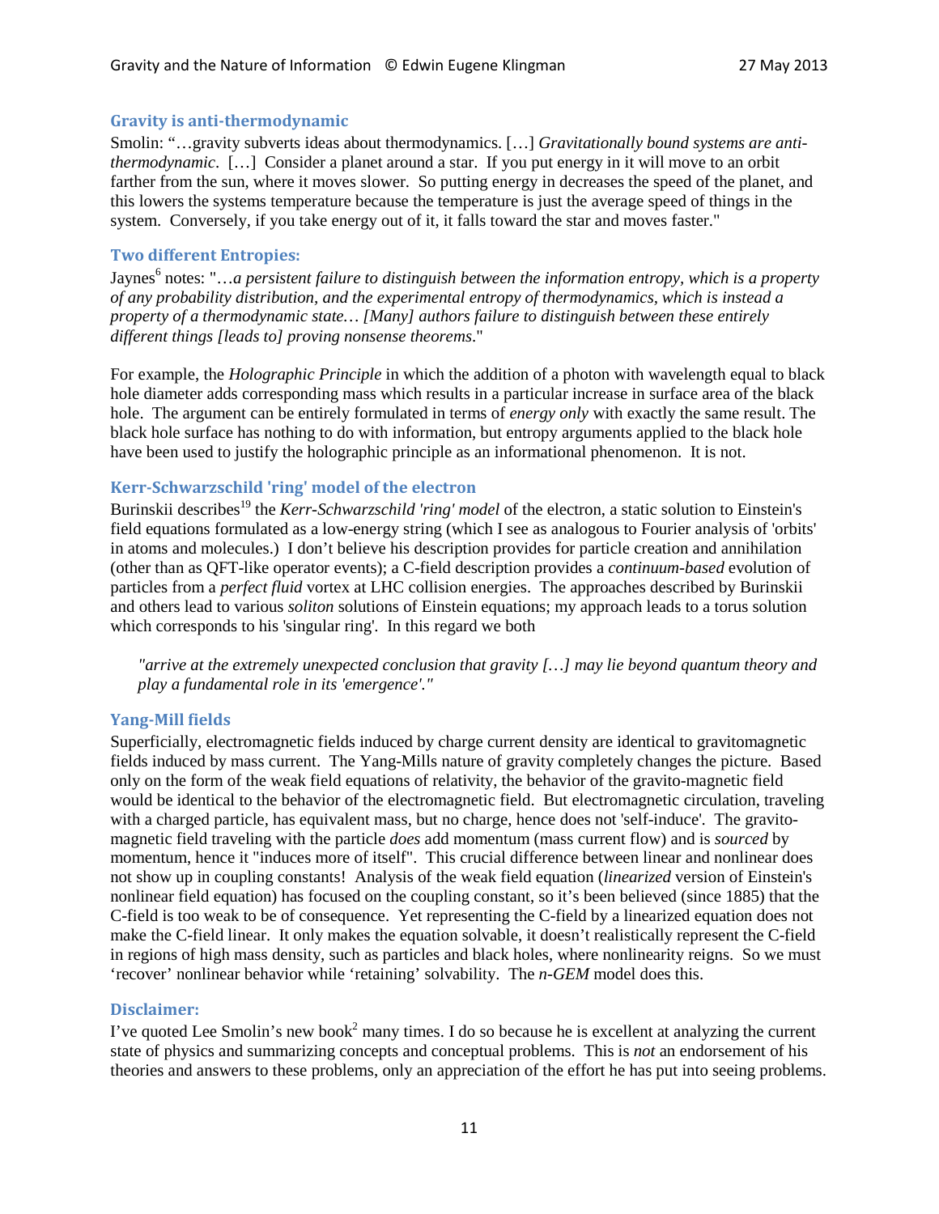### Gravity is anti-thermodynamic

Smolin: "…gravity subverts ideas about thermodynamics. […] *Gravitationally bound systems are anti-thermodynamic*. […] Consider a planet around a star. If you put energy in it will move to an orbit farther from the sun, where it moves slower. So putting energy in decreases the speed of the planet, and this lowers the systems temperature because the temperature is just the average speed of things in the system. Conversely, if you take energy out of it, it falls toward the star and moves faster."

### Two different Entropies:

Jaynes[6] notes: "…*a persistent failure to distinguish between the information entropy, which is a property of any probability distribution, and the experimental entropy of thermodynamics, which is instead a property of a thermodynamic state… [Many] authors failure to distinguish between these entirely different things [leads to] proving nonsense theorems*."

For example, the *Holographic Principle* in which the addition of a photon with wavelength equal to black hole diameter adds corresponding mass which results in a particular increase in surface area of the black hole. The argument can be entirely formulated in terms of *energy only* with exactly the same result. The black hole surface has nothing to do with information, but entropy arguments applied to the black hole have been used to justify the holographic principle as an informational phenomenon. It is not.

### Kerr-Schwarzschild 'ring' model of the electron

Burinskii describes[19] the *Kerr-Schwarzschild 'ring' model* of the electron, a static solution to Einstein's field equations formulated as a low-energy string (which I see as analogous to Fourier analysis of 'orbits' in atoms and molecules.) I don't believe his description provides for particle creation and annihilation (other than as QFT-like operator events); a C-field description provides a *continuum-based* evolution of particles from a *perfect fluid* vortex at LHC collision energies. The approaches described by Burinskii and others lead to various *soliton* solutions of Einstein equations; my approach leads to a torus solution which corresponds to his 'singular ring'. In this regard we both

> *"arrive at the extremely unexpected conclusion that gravity […] may lie beyond quantum theory and play a fundamental role in its 'emergence'."*

### Yang-Mill fields

Superficially, electromagnetic fields induced by charge current density are identical to gravitomagnetic fields induced by mass current. The Yang-Mills nature of gravity completely changes the picture. Based only on the form of the weak field equations of relativity, the behavior of the gravito-magnetic field would be identical to the behavior of the electromagnetic field. But electromagnetic circulation, traveling with a charged particle, has equivalent mass, but no charge, hence does not 'self-induce'. The gravito-magnetic field traveling with the particle *does* add momentum (mass current flow) and is *sourced* by momentum, hence it "induces more of itself". This crucial difference between linear and nonlinear does not show up in coupling constants! Analysis of the weak field equation (*linearized* version of Einstein's nonlinear field equation) has focused on the coupling constant, so it's been believed (since 1885) that the C-field is too weak to be of consequence. Yet representing the C-field by a linearized equation does not make the C-field linear. It only makes the equation solvable, it doesn't realistically represent the C-field in regions of high mass density, such as particles and black holes, where nonlinearity reigns. So we must 'recover' nonlinear behavior while 'retaining' solvability. The *n-GEM* model does this.

### Disclaimer:

I've quoted Lee Smolin's new book[2] many times. I do so because he is excellent at analyzing the current state of physics and summarizing concepts and conceptual problems. This is *not* an endorsement of his theories and answers to these problems, only an appreciation of the effort he has put into seeing problems.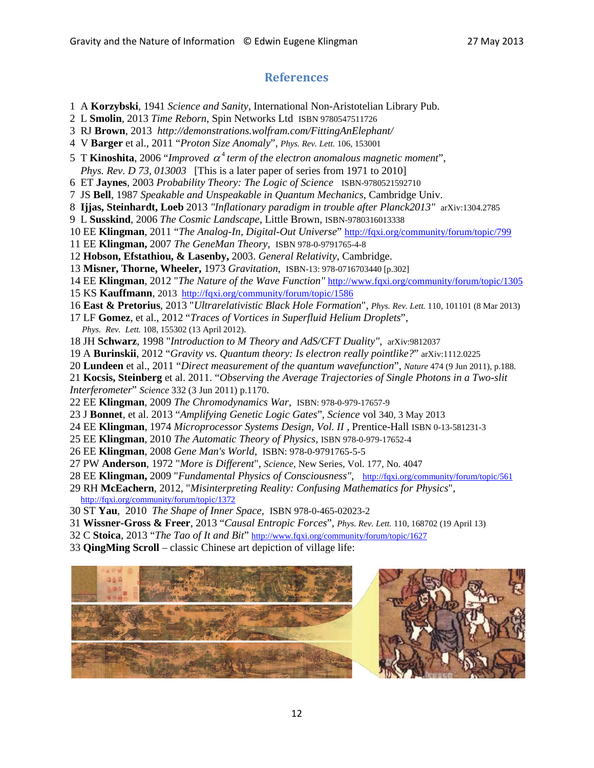## References

1 A **Korzybski**, 1941 *Science and Sanity*, International Non-Aristotelian Library Pub.
2 L **Smolin**, 2013 *Time Reborn*, Spin Networks Ltd ISBN 9780547511726
3 RJ **Brown**, 2013 *http://demonstrations.wolfram.com/FittingAnElephant/*
4 V **Barger** et al., 2011 "*Proton Size Anomaly*", *Phys. Rev. Lett.* 106, 153001
5 T **Kinoshita**, 2006 "*Improved* $\alpha^4$ *term of the electron anomalous magnetic moment*", *Phys. Rev. D 73, 013003* [This is a later paper of series from 1971 to 2010]
6 ET **Jaynes**, 2003 *Probability Theory: The Logic of Science* ISBN-9780521592710
7 JS **Bell**, 1987 *Speakable and Unspeakable in Quantum Mechanics*, Cambridge Univ.
8 **Ijjas, Steinhardt, Loeb** 2013 *"Inflationary paradigm in trouble after Planck2013"* arXiv:1304.2785
9 L **Susskind**, 2006 *The Cosmic Landscape*, Little Brown, ISBN-9780316013338
10 EE **Klingman**, 2011 "*The Analog-In, Digital-Out Universe*" http://fqxi.org/community/forum/topic/799
11 EE **Klingman,** 2007 *The GeneMan Theory*, ISBN 978-0-9791765-4-8
12 **Hobson, Efstathiou, & Lasenby,** 2003. *General Relativity*, Cambridge.
13 **Misner, Thorne, Wheeler,** 1973 *Gravitation*, ISBN-13: 978-0716703440 [p.302]
14 EE **Klingman**, 2012 "*The Nature of the Wave Function"* http://www.fqxi.org/community/forum/topic/1305
15 KS **Kauffmann**, 2013 http://fqxi.org/community/forum/topic/1586
16 **East & Pretorius**, 2013 "*Ultrarelativistic Black Hole Formation*", *Phys. Rev. Lett.* 110, 101101 (8 Mar 2013)
17 LF **Gomez**, et al., 2012 "*Traces of Vortices in Superfluid Helium Droplets*", *Phys. Rev. Lett.* 108, 155302 (13 April 2012).
18 JH **Schwarz**, 1998 "*Introduction to M Theory and AdS/CFT Duality"*, arXiv:9812037
19 A **Burinskii**, 2012 "*Gravity vs. Quantum theory: Is electron really pointlike?*" arXiv:1112.0225
20 **Lundeen** et al., 2011 "*Direct measurement of the quantum wavefunction*", *Nature* 474 (9 Jun 2011), p.188.
21 **Kocsis, Steinberg** et al. 2011. "*Observing the Average Trajectories of Single Photons in a Two-slit Interferometer*" *Science* 332 (3 Jun 2011) p.1170.
22 EE **Klingman**, 2009 *The Chromodynamics War*, ISBN: 978-0-979-17657-9
23 J **Bonnet**, et al. 2013 "*Amplifying Genetic Logic Gates*", *Science* vol 340, 3 May 2013
24 EE **Klingman**, 1974 *Microprocessor Systems Design, Vol. II* , Prentice-Hall ISBN 0-13-581231-3
25 EE **Klingman**, 2010 *The Automatic Theory of Physics*, ISBN 978-0-979-17652-4
26 EE **Klingman**, 2008 *Gene Man's World*, ISBN: 978-0-9791765-5-5
27 PW **Anderson**, 1972 "*More is Different*", *Science*, New Series, Vol. 177, No. 4047
28 EE **Klingman,** 2009 "*Fundamental Physics of Consciousness"*, http://fqxi.org/community/forum/topic/561
29 RH **McEachern**, 2012, "*Misinterpreting Reality: Confusing Mathematics for Physics*", http://fqxi.org/community/forum/topic/1372
30 ST **Yau**, 2010 *The Shape of Inner Space*, ISBN 978-0-465-02023-2
31 **Wissner-Gross & Freer**, 2013 "*Causal Entropic Forces*", *Phys. Rev. Lett.* 110, 168702 (19 April 13)
32 C **Stoica**, 2013 "*The Tao of It and Bit*" http://www.fqxi.org/community/forum/topic/1627
33 **QingMing Scroll** – classic Chinese art depiction of village life: